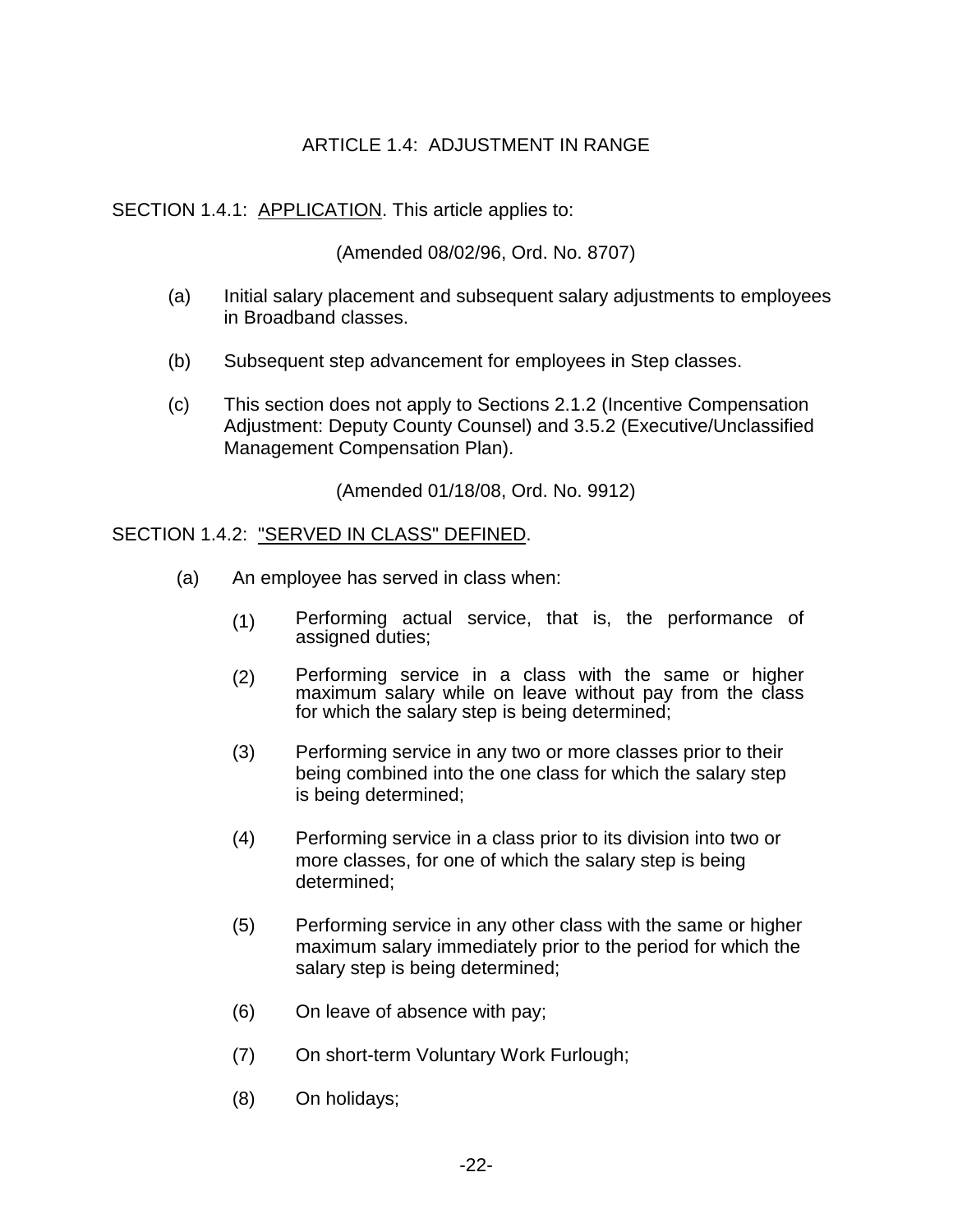# ARTICLE 1.4: ADJUSTMENT IN RANGE

SECTION 1.4.1: <u>APPLICATION</u>. This article applies to:

(Amended 08/02/96, Ord. No. 8707)

(a) Initial salary placement and subsequent salary adjustments to employees in Broadband classes.

(b) Subsequent step advancement for employees in Step classes.

(c) This section does not apply to Sections 2.1.2 (Incentive Compensation Adjustment: Deputy County Counsel) and 3.5.2 (Executive/Unclassified Management Compensation Plan).

(Amended 01/18/08, Ord. No. 9912)

SECTION 1.4.2: <u>"SERVED IN CLASS" DEFINED</u>.

(a) An employee has served in class when:

(1) Performing actual service, that is, the performance of assigned duties;

(2) Performing service in a class with the same or higher maximum salary while on leave without pay from the class for which the salary step is being determined;

(3) Performing service in any two or more classes prior to their being combined into the one class for which the salary step is being determined;

(4) Performing service in a class prior to its division into two or more classes, for one of which the salary step is being determined;

(5) Performing service in any other class with the same or higher maximum salary immediately prior to the period for which the salary step is being determined;

(6) On leave of absence with pay;

(7) On short-term Voluntary Work Furlough;

(8) On holidays;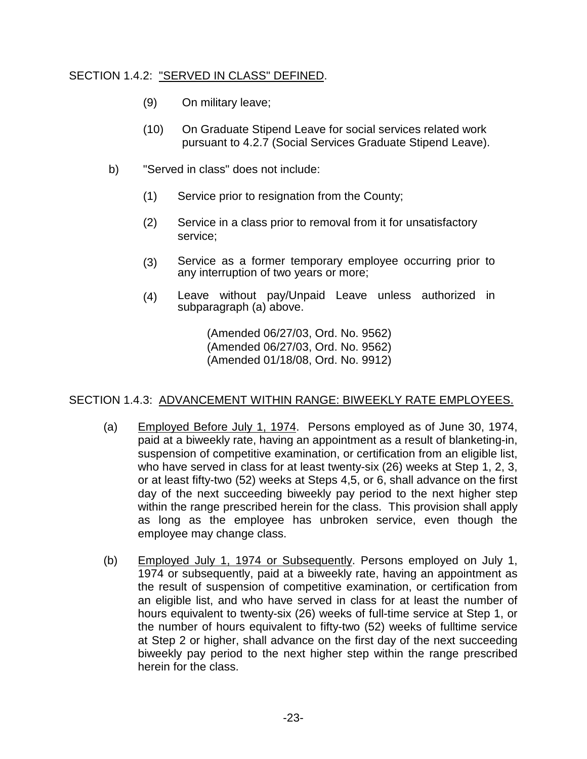## SECTION 1.4.2: "SERVED IN CLASS" DEFINED.

(9) On military leave;

(10) On Graduate Stipend Leave for social services related work pursuant to 4.2.7 (Social Services Graduate Stipend Leave).

b) "Served in class" does not include:

(1) Service prior to resignation from the County;

(2) Service in a class prior to removal from it for unsatisfactory service;

(3) Service as a former temporary employee occurring prior to any interruption of two years or more;

(4) Leave without pay/Unpaid Leave unless authorized in subparagraph (a) above.

(Amended 06/27/03, Ord. No. 9562)
(Amended 06/27/03, Ord. No. 9562)
(Amended 01/18/08, Ord. No. 9912)

## SECTION 1.4.3: ADVANCEMENT WITHIN RANGE: BIWEEKLY RATE EMPLOYEES.

(a) Employed Before July 1, 1974. Persons employed as of June 30, 1974, paid at a biweekly rate, having an appointment as a result of blanketing-in, suspension of competitive examination, or certification from an eligible list, who have served in class for at least twenty-six (26) weeks at Step 1, 2, 3, or at least fifty-two (52) weeks at Steps 4,5, or 6, shall advance on the first day of the next succeeding biweekly pay period to the next higher step within the range prescribed herein for the class. This provision shall apply as long as the employee has unbroken service, even though the employee may change class.

(b) Employed July 1, 1974 or Subsequently. Persons employed on July 1, 1974 or subsequently, paid at a biweekly rate, having an appointment as the result of suspension of competitive examination, or certification from an eligible list, and who have served in class for at least the number of hours equivalent to twenty-six (26) weeks of full-time service at Step 1, or the number of hours equivalent to fifty-two (52) weeks of fulltime service at Step 2 or higher, shall advance on the first day of the next succeeding biweekly pay period to the next higher step within the range prescribed herein for the class.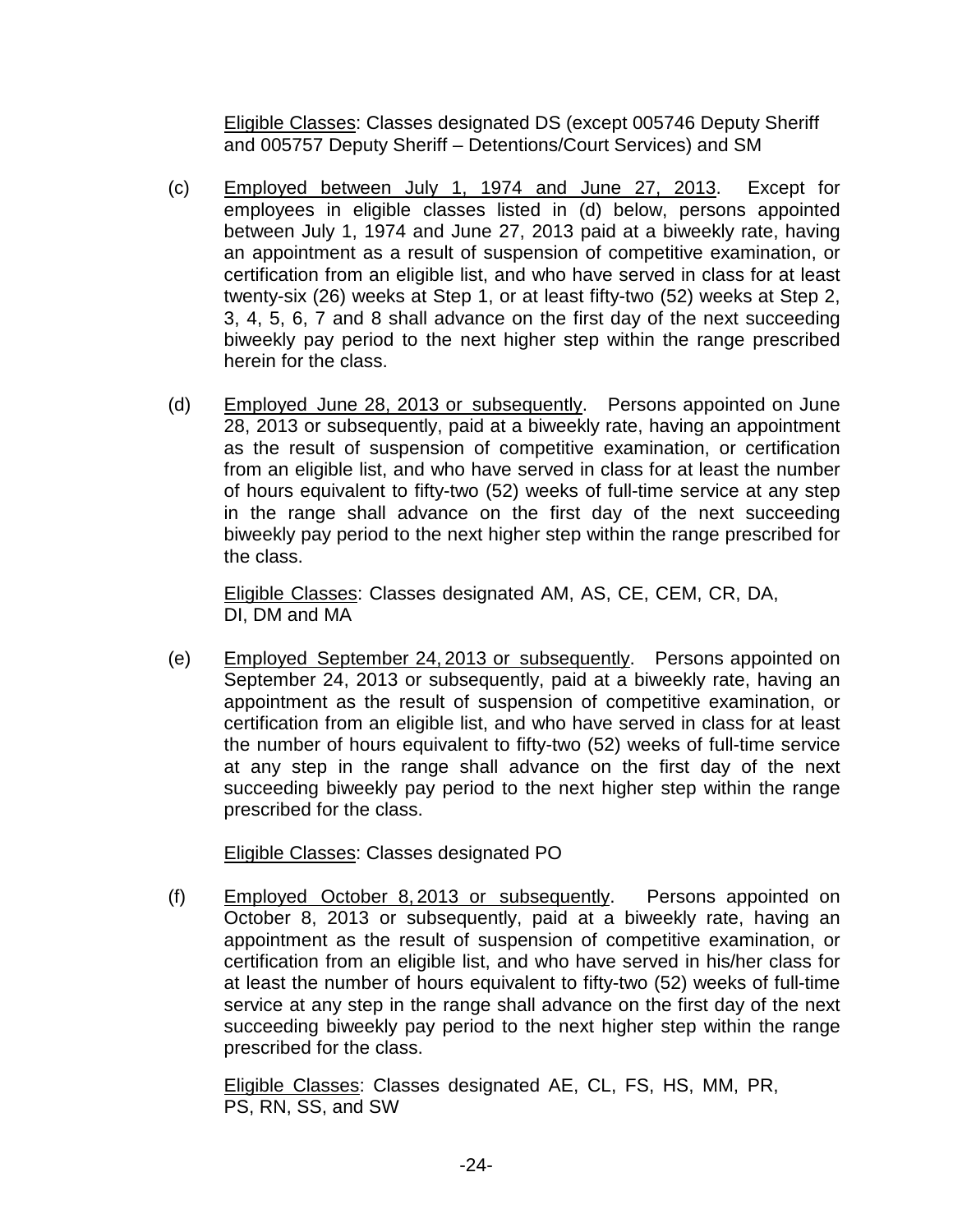<u>Eligible Classes</u>: Classes designated DS (except 005746 Deputy Sheriff and 005757 Deputy Sheriff – Detentions/Court Services) and SM

(c) <u>Employed between July 1, 1974 and June 27, 2013</u>. Except for employees in eligible classes listed in (d) below, persons appointed between July 1, 1974 and June 27, 2013 paid at a biweekly rate, having an appointment as a result of suspension of competitive examination, or certification from an eligible list, and who have served in class for at least twenty-six (26) weeks at Step 1, or at least fifty-two (52) weeks at Step 2, 3, 4, 5, 6, 7 and 8 shall advance on the first day of the next succeeding biweekly pay period to the next higher step within the range prescribed herein for the class.

(d) <u>Employed June 28, 2013 or subsequently</u>. Persons appointed on June 28, 2013 or subsequently, paid at a biweekly rate, having an appointment as the result of suspension of competitive examination, or certification from an eligible list, and who have served in class for at least the number of hours equivalent to fifty-two (52) weeks of full-time service at any step in the range shall advance on the first day of the next succeeding biweekly pay period to the next higher step within the range prescribed for the class.

<u>Eligible Classes</u>: Classes designated AM, AS, CE, CEM, CR, DA, DI, DM and MA

(e) <u>Employed September 24, 2013 or subsequently</u>. Persons appointed on September 24, 2013 or subsequently, paid at a biweekly rate, having an appointment as the result of suspension of competitive examination, or certification from an eligible list, and who have served in class for at least the number of hours equivalent to fifty-two (52) weeks of full-time service at any step in the range shall advance on the first day of the next succeeding biweekly pay period to the next higher step within the range prescribed for the class.

<u>Eligible Classes</u>: Classes designated PO

(f) <u>Employed October 8, 2013 or subsequently</u>. Persons appointed on October 8, 2013 or subsequently, paid at a biweekly rate, having an appointment as the result of suspension of competitive examination, or certification from an eligible list, and who have served in his/her class for at least the number of hours equivalent to fifty-two (52) weeks of full-time service at any step in the range shall advance on the first day of the next succeeding biweekly pay period to the next higher step within the range prescribed for the class.

<u>Eligible Classes</u>: Classes designated AE, CL, FS, HS, MM, PR, PS, RN, SS, and SW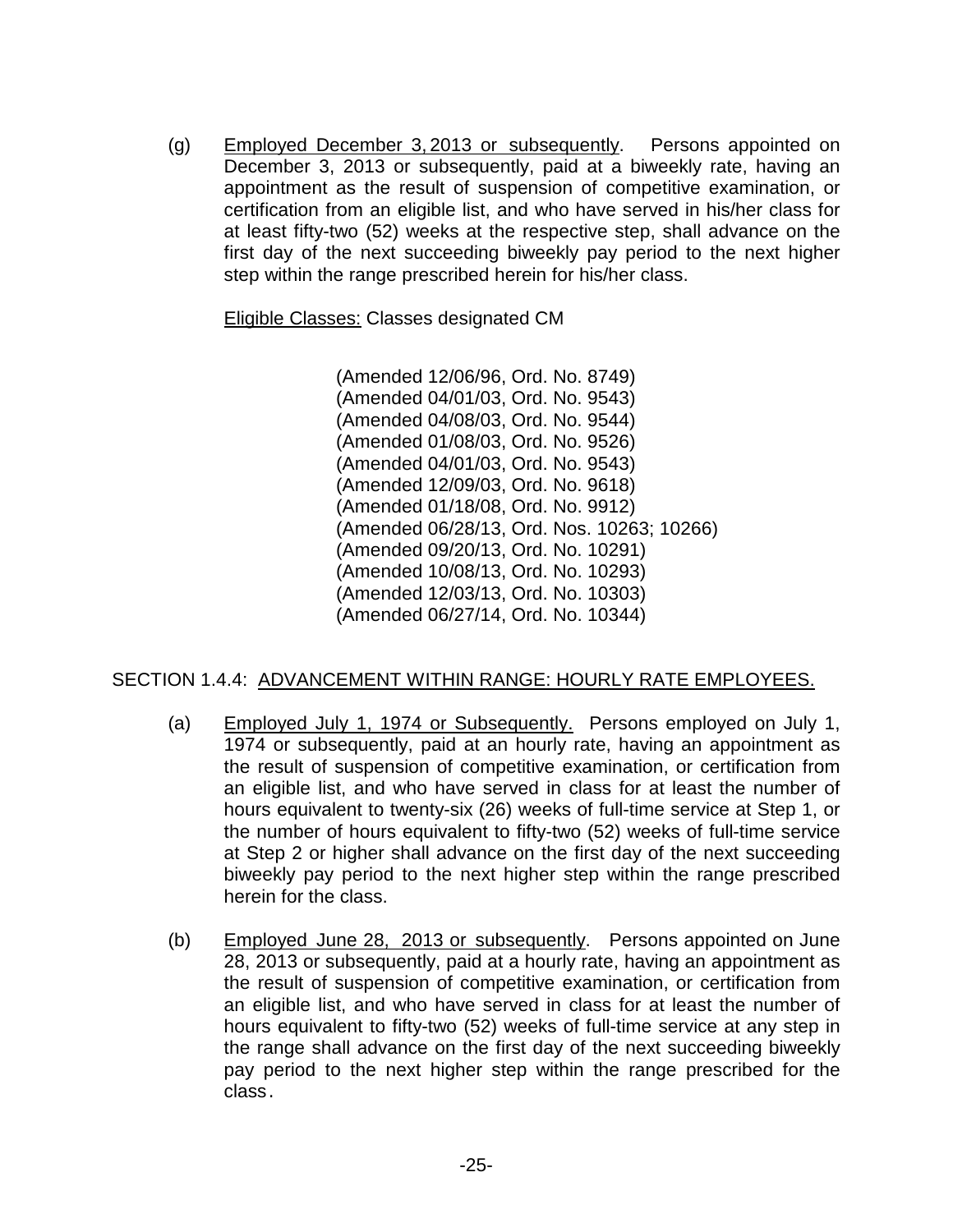(g) Employed December 3, 2013 or subsequently. Persons appointed on December 3, 2013 or subsequently, paid at a biweekly rate, having an appointment as the result of suspension of competitive examination, or certification from an eligible list, and who have served in his/her class for at least fifty-two (52) weeks at the respective step, shall advance on the first day of the next succeeding biweekly pay period to the next higher step within the range prescribed herein for his/her class.

Eligible Classes: Classes designated CM

(Amended 12/06/96, Ord. No. 8749)
(Amended 04/01/03, Ord. No. 9543)
(Amended 04/08/03, Ord. No. 9544)
(Amended 01/08/03, Ord. No. 9526)
(Amended 04/01/03, Ord. No. 9543)
(Amended 12/09/03, Ord. No. 9618)
(Amended 01/18/08, Ord. No. 9912)
(Amended 06/28/13, Ord. Nos. 10263; 10266)
(Amended 09/20/13, Ord. No. 10291)
(Amended 10/08/13, Ord. No. 10293)
(Amended 12/03/13, Ord. No. 10303)
(Amended 06/27/14, Ord. No. 10344)

## SECTION 1.4.4: ADVANCEMENT WITHIN RANGE: HOURLY RATE EMPLOYEES.

(a) Employed July 1, 1974 or Subsequently. Persons employed on July 1, 1974 or subsequently, paid at an hourly rate, having an appointment as the result of suspension of competitive examination, or certification from an eligible list, and who have served in class for at least the number of hours equivalent to twenty-six (26) weeks of full-time service at Step 1, or the number of hours equivalent to fifty-two (52) weeks of full-time service at Step 2 or higher shall advance on the first day of the next succeeding biweekly pay period to the next higher step within the range prescribed herein for the class.

(b) Employed June 28, 2013 or subsequently. Persons appointed on June 28, 2013 or subsequently, paid at a hourly rate, having an appointment as the result of suspension of competitive examination, or certification from an eligible list, and who have served in class for at least the number of hours equivalent to fifty-two (52) weeks of full-time service at any step in the range shall advance on the first day of the next succeeding biweekly pay period to the next higher step within the range prescribed for the class.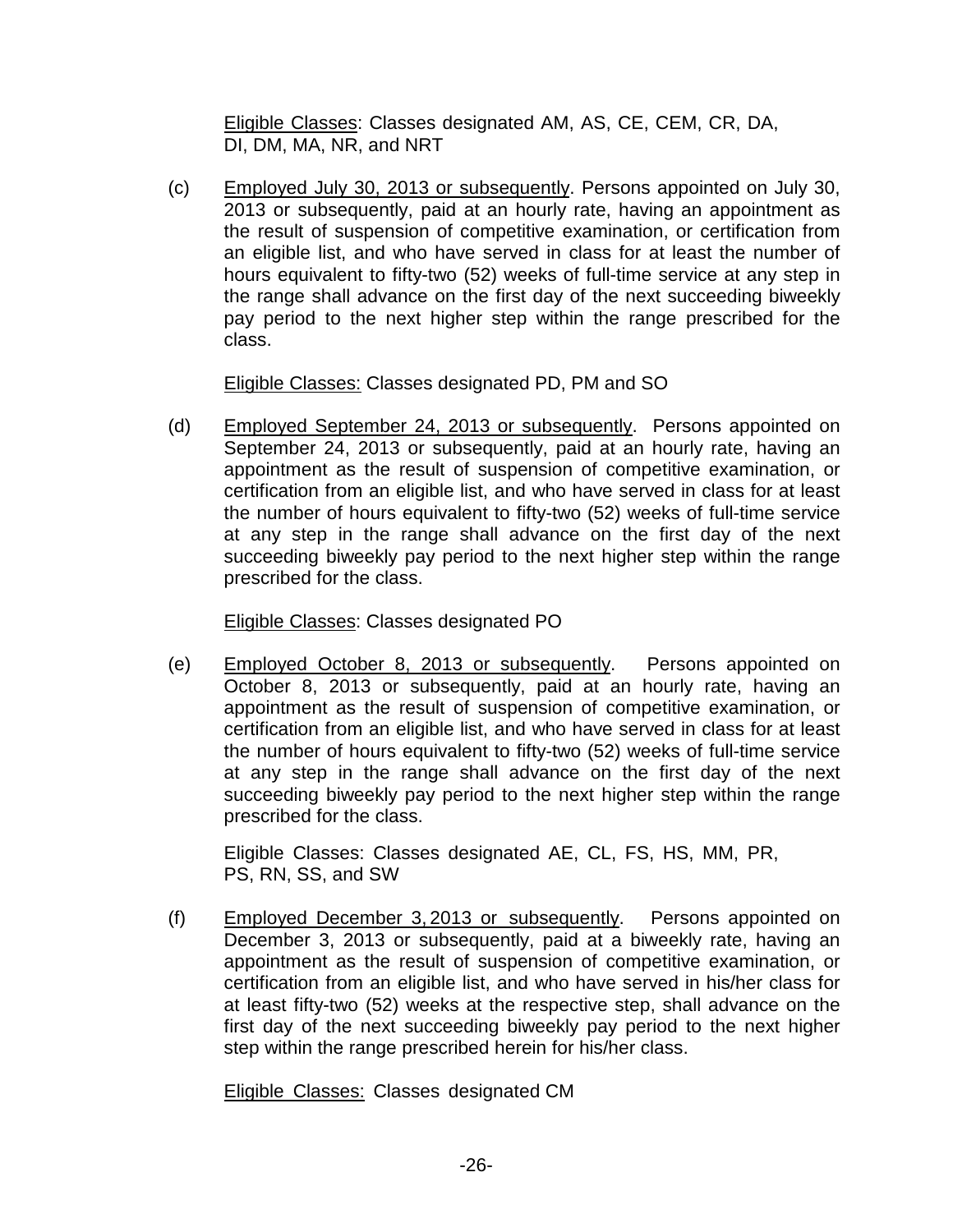Eligible Classes: Classes designated AM, AS, CE, CEM, CR, DA, DI, DM, MA, NR, and NRT

(c) Employed July 30, 2013 or subsequently. Persons appointed on July 30, 2013 or subsequently, paid at an hourly rate, having an appointment as the result of suspension of competitive examination, or certification from an eligible list, and who have served in class for at least the number of hours equivalent to fifty-two (52) weeks of full-time service at any step in the range shall advance on the first day of the next succeeding biweekly pay period to the next higher step within the range prescribed for the class.

Eligible Classes: Classes designated PD, PM and SO

(d) Employed September 24, 2013 or subsequently. Persons appointed on September 24, 2013 or subsequently, paid at an hourly rate, having an appointment as the result of suspension of competitive examination, or certification from an eligible list, and who have served in class for at least the number of hours equivalent to fifty-two (52) weeks of full-time service at any step in the range shall advance on the first day of the next succeeding biweekly pay period to the next higher step within the range prescribed for the class.

Eligible Classes: Classes designated PO

(e) Employed October 8, 2013 or subsequently. Persons appointed on October 8, 2013 or subsequently, paid at an hourly rate, having an appointment as the result of suspension of competitive examination, or certification from an eligible list, and who have served in class for at least the number of hours equivalent to fifty-two (52) weeks of full-time service at any step in the range shall advance on the first day of the next succeeding biweekly pay period to the next higher step within the range prescribed for the class.

Eligible Classes: Classes designated AE, CL, FS, HS, MM, PR, PS, RN, SS, and SW

(f) Employed December 3, 2013 or subsequently. Persons appointed on December 3, 2013 or subsequently, paid at a biweekly rate, having an appointment as the result of suspension of competitive examination, or certification from an eligible list, and who have served in his/her class for at least fifty-two (52) weeks at the respective step, shall advance on the first day of the next succeeding biweekly pay period to the next higher step within the range prescribed herein for his/her class.

Eligible Classes: Classes designated CM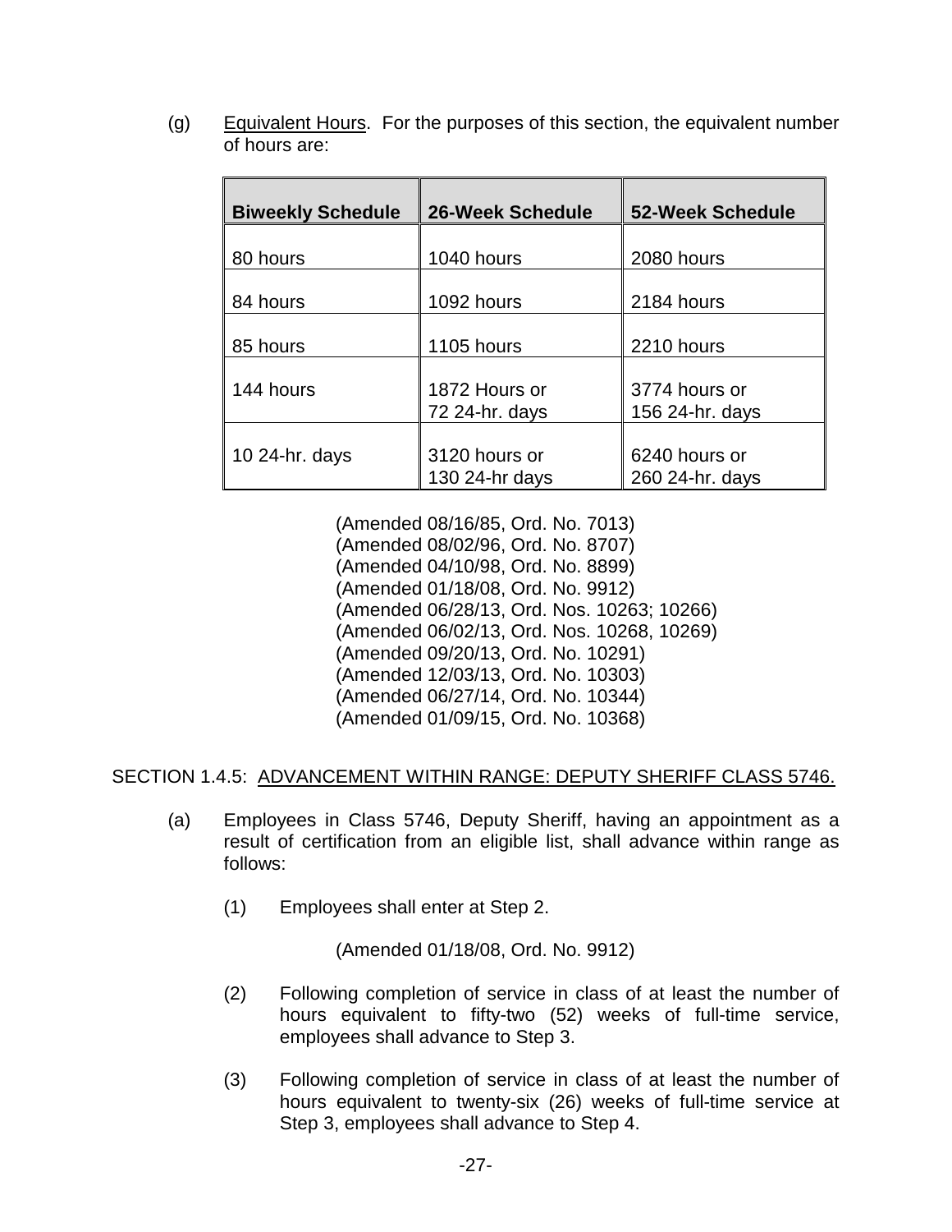(g) Equivalent Hours. For the purposes of this section, the equivalent number of hours are:

| Biweekly Schedule | 26-Week Schedule | 52-Week Schedule |
|---|---|---|
| 80 hours | 1040 hours | 2080 hours |
| 84 hours | 1092 hours | 2184 hours |
| 85 hours | 1105 hours | 2210 hours |
| 144 hours | 1872 Hours or 72 24-hr. days | 3774 hours or 156 24-hr. days |
| 10 24-hr. days | 3120 hours or 130 24-hr days | 6240 hours or 260 24-hr. days |

(Amended 08/16/85, Ord. No. 7013)
(Amended 08/02/96, Ord. No. 8707)
(Amended 04/10/98, Ord. No. 8899)
(Amended 01/18/08, Ord. No. 9912)
(Amended 06/28/13, Ord. Nos. 10263; 10266)
(Amended 06/02/13, Ord. Nos. 10268, 10269)
(Amended 09/20/13, Ord. No. 10291)
(Amended 12/03/13, Ord. No. 10303)
(Amended 06/27/14, Ord. No. 10344)
(Amended 01/09/15, Ord. No. 10368)

SECTION 1.4.5: ADVANCEMENT WITHIN RANGE: DEPUTY SHERIFF CLASS 5746.

(a) Employees in Class 5746, Deputy Sheriff, having an appointment as a result of certification from an eligible list, shall advance within range as follows:

(1) Employees shall enter at Step 2.

(Amended 01/18/08, Ord. No. 9912)

(2) Following completion of service in class of at least the number of hours equivalent to fifty-two (52) weeks of full-time service, employees shall advance to Step 3.

(3) Following completion of service in class of at least the number of hours equivalent to twenty-six (26) weeks of full-time service at Step 3, employees shall advance to Step 4.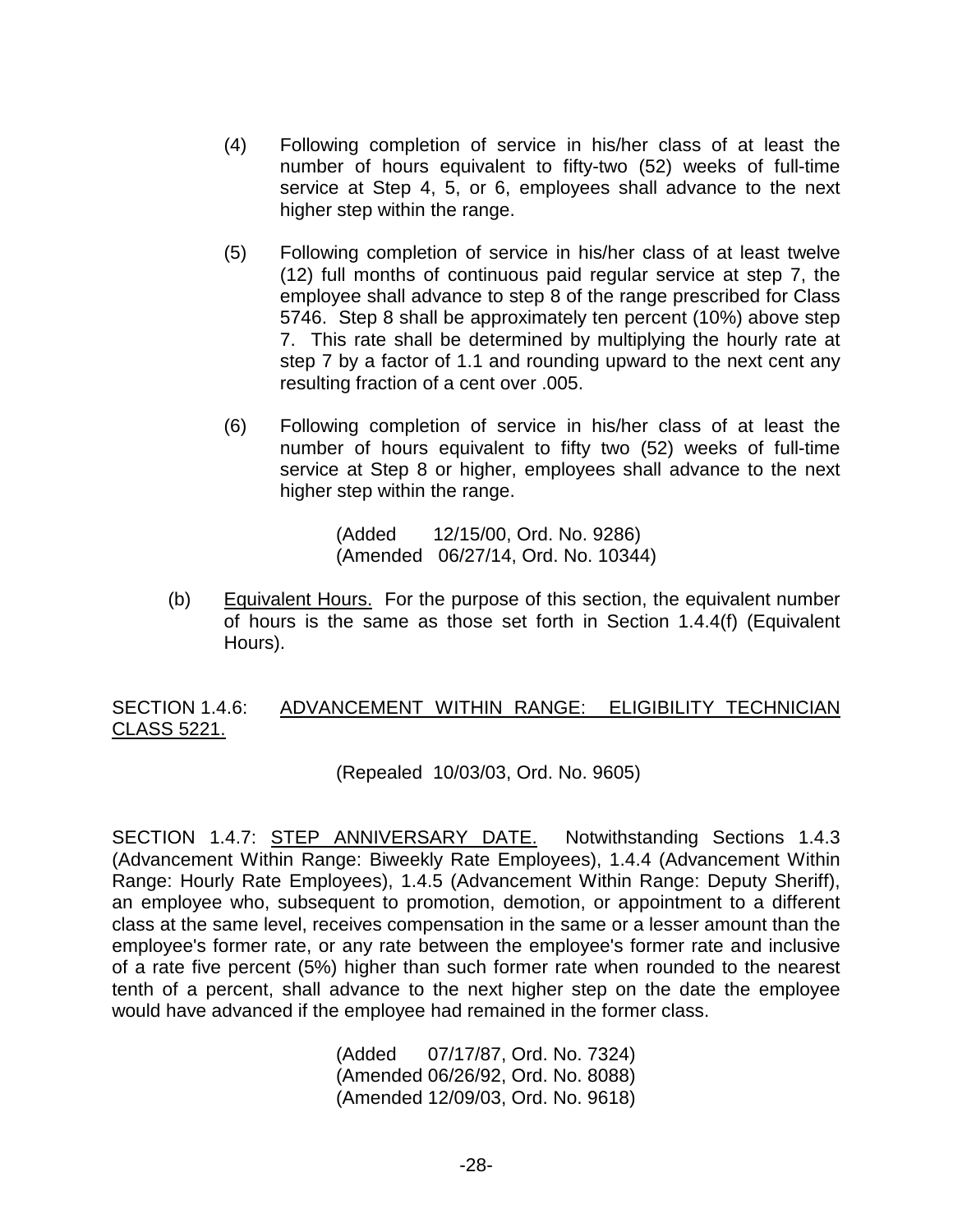(4) Following completion of service in his/her class of at least the number of hours equivalent to fifty-two (52) weeks of full-time service at Step 4, 5, or 6, employees shall advance to the next higher step within the range.

(5) Following completion of service in his/her class of at least twelve (12) full months of continuous paid regular service at step 7, the employee shall advance to step 8 of the range prescribed for Class 5746. Step 8 shall be approximately ten percent (10%) above step 7. This rate shall be determined by multiplying the hourly rate at step 7 by a factor of 1.1 and rounding upward to the next cent any resulting fraction of a cent over .005.

(6) Following completion of service in his/her class of at least the number of hours equivalent to fifty two (52) weeks of full-time service at Step 8 or higher, employees shall advance to the next higher step within the range.

(Added 12/15/00, Ord. No. 9286)
(Amended 06/27/14, Ord. No. 10344)

(b) Equivalent Hours. For the purpose of this section, the equivalent number of hours is the same as those set forth in Section 1.4.4(f) (Equivalent Hours).

SECTION 1.4.6: ADVANCEMENT WITHIN RANGE: ELIGIBILITY TECHNICIAN CLASS 5221.

(Repealed 10/03/03, Ord. No. 9605)

SECTION 1.4.7: STEP ANNIVERSARY DATE. Notwithstanding Sections 1.4.3 (Advancement Within Range: Biweekly Rate Employees), 1.4.4 (Advancement Within Range: Hourly Rate Employees), 1.4.5 (Advancement Within Range: Deputy Sheriff), an employee who, subsequent to promotion, demotion, or appointment to a different class at the same level, receives compensation in the same or a lesser amount than the employee's former rate, or any rate between the employee's former rate and inclusive of a rate five percent (5%) higher than such former rate when rounded to the nearest tenth of a percent, shall advance to the next higher step on the date the employee would have advanced if the employee had remained in the former class.

(Added 07/17/87, Ord. No. 7324)
(Amended 06/26/92, Ord. No. 8088)
(Amended 12/09/03, Ord. No. 9618)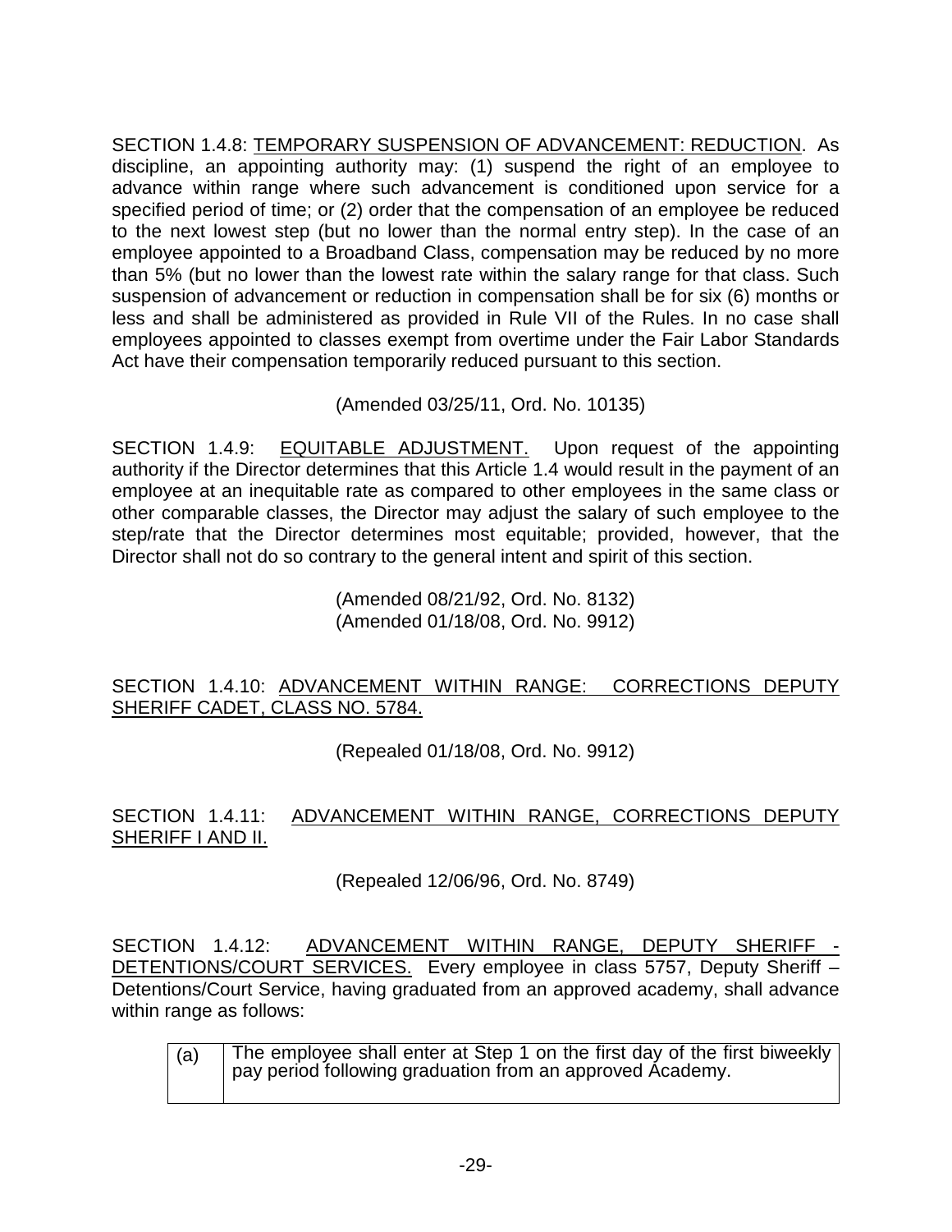SECTION 1.4.8: <u>TEMPORARY SUSPENSION OF ADVANCEMENT: REDUCTION</u>. As discipline, an appointing authority may: (1) suspend the right of an employee to advance within range where such advancement is conditioned upon service for a specified period of time; or (2) order that the compensation of an employee be reduced to the next lowest step (but no lower than the normal entry step). In the case of an employee appointed to a Broadband Class, compensation may be reduced by no more than 5% (but no lower than the lowest rate within the salary range for that class. Such suspension of advancement or reduction in compensation shall be for six (6) months or less and shall be administered as provided in Rule VII of the Rules. In no case shall employees appointed to classes exempt from overtime under the Fair Labor Standards Act have their compensation temporarily reduced pursuant to this section.

(Amended 03/25/11, Ord. No. 10135)

SECTION 1.4.9: <u>EQUITABLE ADJUSTMENT.</u> Upon request of the appointing authority if the Director determines that this Article 1.4 would result in the payment of an employee at an inequitable rate as compared to other employees in the same class or other comparable classes, the Director may adjust the salary of such employee to the step/rate that the Director determines most equitable; provided, however, that the Director shall not do so contrary to the general intent and spirit of this section.

(Amended 08/21/92, Ord. No. 8132)
(Amended 01/18/08, Ord. No. 9912)

SECTION 1.4.10: <u>ADVANCEMENT WITHIN RANGE: CORRECTIONS DEPUTY SHERIFF CADET, CLASS NO. 5784.</u>

(Repealed 01/18/08, Ord. No. 9912)

SECTION 1.4.11: <u>ADVANCEMENT WITHIN RANGE, CORRECTIONS DEPUTY SHERIFF I AND II.</u>

(Repealed 12/06/96, Ord. No. 8749)

SECTION 1.4.12: <u>ADVANCEMENT WITHIN RANGE, DEPUTY SHERIFF - DETENTIONS/COURT SERVICES.</u> Every employee in class 5757, Deputy Sheriff – Detentions/Court Service, having graduated from an approved academy, shall advance within range as follows:

| (a) | The employee shall enter at Step 1 on the first day of the first biweekly pay period following graduation from an approved Academy. |
|---|---|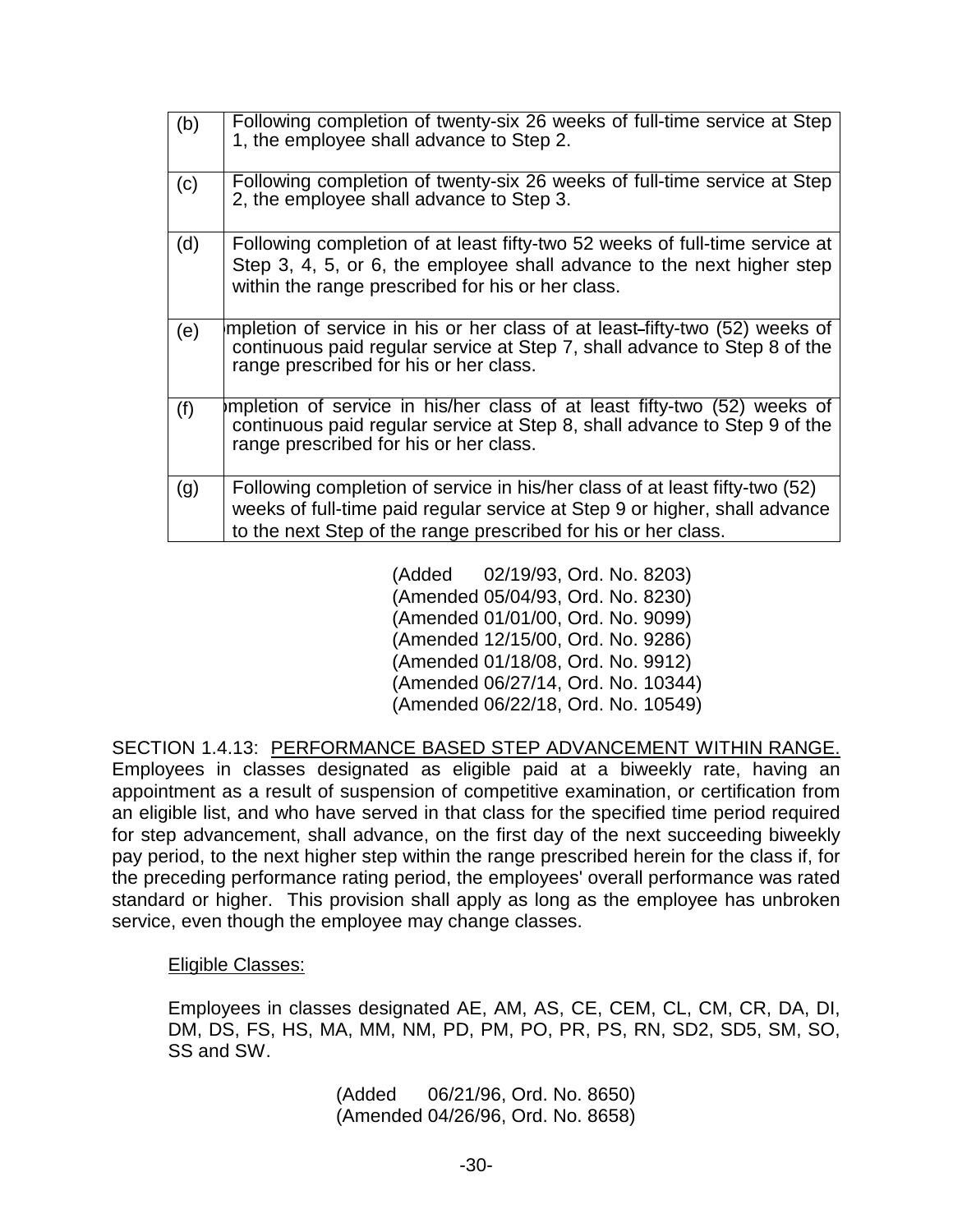| | |
|---|---|
| (b) | Following completion of twenty-six 26 weeks of full-time service at Step 1, the employee shall advance to Step 2. |
| (c) | Following completion of twenty-six 26 weeks of full-time service at Step 2, the employee shall advance to Step 3. |
| (d) | Following completion of at least fifty-two 52 weeks of full-time service at Step 3, 4, 5, or 6, the employee shall advance to the next higher step within the range prescribed for his or her class. |
| (e) | mpletion of service in his or her class of at least fifty-two (52) weeks of continuous paid regular service at Step 7, shall advance to Step 8 of the range prescribed for his or her class. |
| (f) | mpletion of service in his/her class of at least fifty-two (52) weeks of continuous paid regular service at Step 8, shall advance to Step 9 of the range prescribed for his or her class. |
| (g) | Following completion of service in his/her class of at least fifty-two (52) weeks of full-time paid regular service at Step 9 or higher, shall advance to the next Step of the range prescribed for his or her class. |

(Added 02/19/93, Ord. No. 8203)
(Amended 05/04/93, Ord. No. 8230)
(Amended 01/01/00, Ord. No. 9099)
(Amended 12/15/00, Ord. No. 9286)
(Amended 01/18/08, Ord. No. 9912)
(Amended 06/27/14, Ord. No. 10344)
(Amended 06/22/18, Ord. No. 10549)

SECTION 1.4.13: PERFORMANCE BASED STEP ADVANCEMENT WITHIN RANGE. Employees in classes designated as eligible paid at a biweekly rate, having an appointment as a result of suspension of competitive examination, or certification from an eligible list, and who have served in that class for the specified time period required for step advancement, shall advance, on the first day of the next succeeding biweekly pay period, to the next higher step within the range prescribed herein for the class if, for the preceding performance rating period, the employees' overall performance was rated standard or higher. This provision shall apply as long as the employee has unbroken service, even though the employee may change classes.

Eligible Classes:

Employees in classes designated AE, AM, AS, CE, CEM, CL, CM, CR, DA, DI, DM, DS, FS, HS, MA, MM, NM, PD, PM, PO, PR, PS, RN, SD2, SD5, SM, SO, SS and SW.

(Added 06/21/96, Ord. No. 8650)
(Amended 04/26/96, Ord. No. 8658)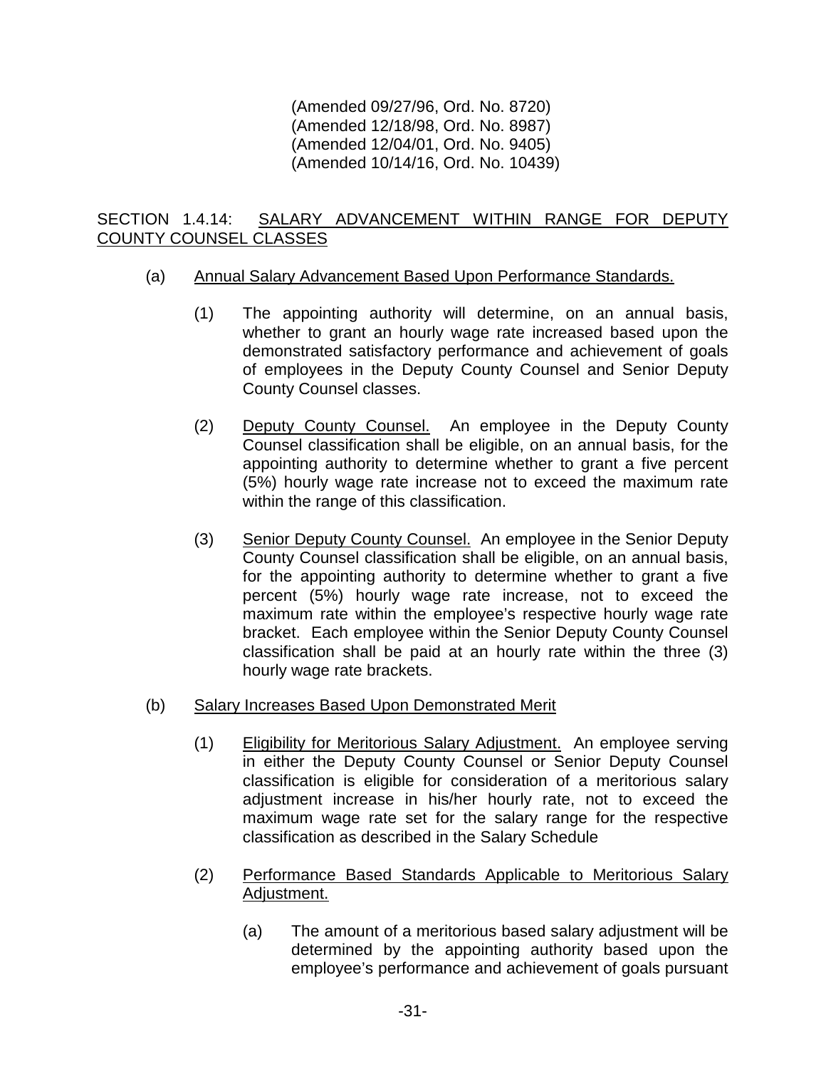(Amended 09/27/96, Ord. No. 8720)
(Amended 12/18/98, Ord. No. 8987)
(Amended 12/04/01, Ord. No. 9405)
(Amended 10/14/16, Ord. No. 10439)

SECTION 1.4.14: <u>SALARY ADVANCEMENT WITHIN RANGE FOR DEPUTY COUNTY COUNSEL CLASSES</u>

(a) <u>Annual Salary Advancement Based Upon Performance Standards.</u>

(1) The appointing authority will determine, on an annual basis, whether to grant an hourly wage rate increased based upon the demonstrated satisfactory performance and achievement of goals of employees in the Deputy County Counsel and Senior Deputy County Counsel classes.

(2) <u>Deputy County Counsel.</u> An employee in the Deputy County Counsel classification shall be eligible, on an annual basis, for the appointing authority to determine whether to grant a five percent (5%) hourly wage rate increase not to exceed the maximum rate within the range of this classification.

(3) <u>Senior Deputy County Counsel.</u> An employee in the Senior Deputy County Counsel classification shall be eligible, on an annual basis, for the appointing authority to determine whether to grant a five percent (5%) hourly wage rate increase, not to exceed the maximum rate within the employee's respective hourly wage rate bracket. Each employee within the Senior Deputy County Counsel classification shall be paid at an hourly rate within the three (3) hourly wage rate brackets.

(b) <u>Salary Increases Based Upon Demonstrated Merit</u>

(1) <u>Eligibility for Meritorious Salary Adjustment.</u> An employee serving in either the Deputy County Counsel or Senior Deputy Counsel classification is eligible for consideration of a meritorious salary adjustment increase in his/her hourly rate, not to exceed the maximum wage rate set for the salary range for the respective classification as described in the Salary Schedule

(2) <u>Performance Based Standards Applicable to Meritorious Salary Adjustment.</u>

(a) The amount of a meritorious based salary adjustment will be determined by the appointing authority based upon the employee's performance and achievement of goals pursuant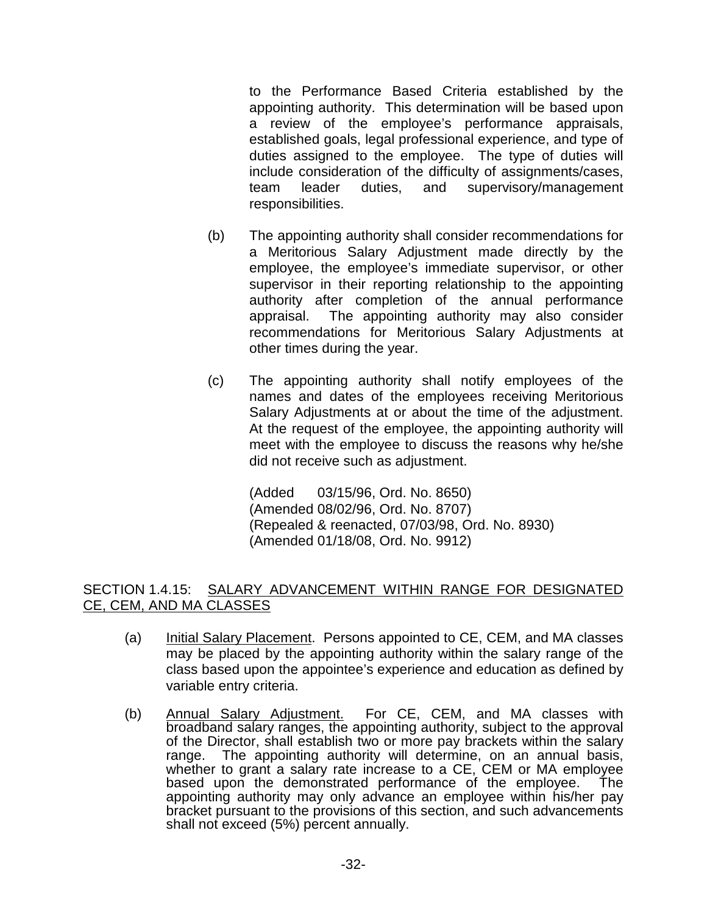to the Performance Based Criteria established by the appointing authority. This determination will be based upon a review of the employee's performance appraisals, established goals, legal professional experience, and type of duties assigned to the employee. The type of duties will include consideration of the difficulty of assignments/cases, team leader duties, and supervisory/management responsibilities.

(b) The appointing authority shall consider recommendations for a Meritorious Salary Adjustment made directly by the employee, the employee's immediate supervisor, or other supervisor in their reporting relationship to the appointing authority after completion of the annual performance appraisal. The appointing authority may also consider recommendations for Meritorious Salary Adjustments at other times during the year.

(c) The appointing authority shall notify employees of the names and dates of the employees receiving Meritorious Salary Adjustments at or about the time of the adjustment. At the request of the employee, the appointing authority will meet with the employee to discuss the reasons why he/she did not receive such as adjustment.

(Added 03/15/96, Ord. No. 8650)
(Amended 08/02/96, Ord. No. 8707)
(Repealed & reenacted, 07/03/98, Ord. No. 8930)
(Amended 01/18/08, Ord. No. 9912)

SECTION 1.4.15: <u>SALARY ADVANCEMENT WITHIN RANGE FOR DESIGNATED CE, CEM, AND MA CLASSES</u>

(a) <u>Initial Salary Placement</u>. Persons appointed to CE, CEM, and MA classes may be placed by the appointing authority within the salary range of the class based upon the appointee's experience and education as defined by variable entry criteria.

(b) <u>Annual Salary Adjustment.</u> For CE, CEM, and MA classes with broadband salary ranges, the appointing authority, subject to the approval of the Director, shall establish two or more pay brackets within the salary range. The appointing authority will determine, on an annual basis, whether to grant a salary rate increase to a CE, CEM or MA employee based upon the demonstrated performance of the employee. The appointing authority may only advance an employee within his/her pay bracket pursuant to the provisions of this section, and such advancements shall not exceed (5%) percent annually.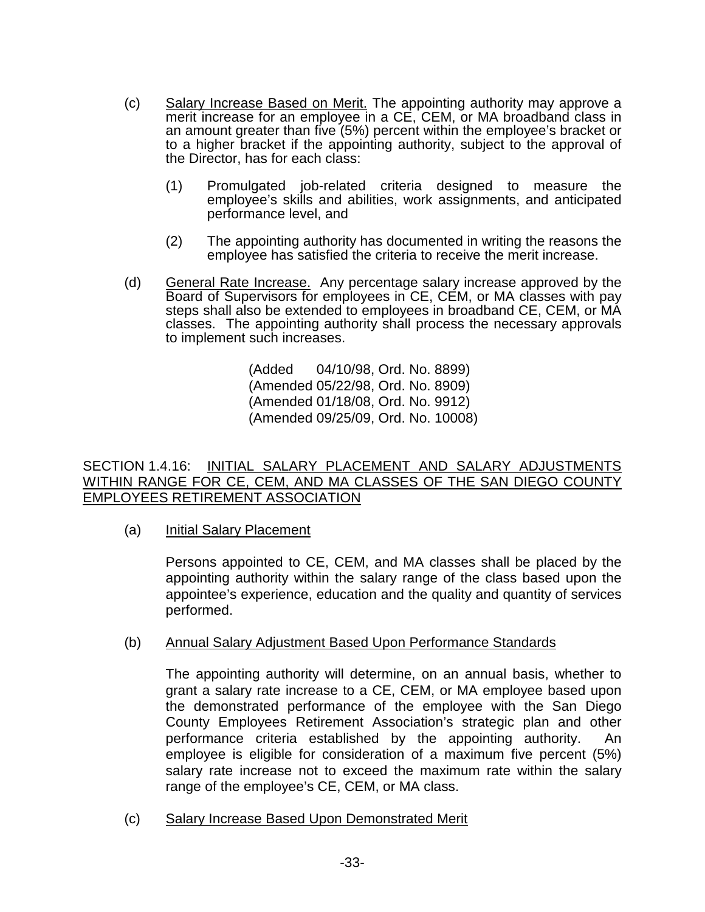(c) Salary Increase Based on Merit. The appointing authority may approve a merit increase for an employee in a CE, CEM, or MA broadband class in an amount greater than five (5%) percent within the employee's bracket or to a higher bracket if the appointing authority, subject to the approval of the Director, has for each class:

(1) Promulgated job-related criteria designed to measure the employee's skills and abilities, work assignments, and anticipated performance level, and

(2) The appointing authority has documented in writing the reasons the employee has satisfied the criteria to receive the merit increase.

(d) General Rate Increase. Any percentage salary increase approved by the Board of Supervisors for employees in CE, CEM, or MA classes with pay steps shall also be extended to employees in broadband CE, CEM, or MA classes. The appointing authority shall process the necessary approvals to implement such increases.

(Added 04/10/98, Ord. No. 8899)
(Amended 05/22/98, Ord. No. 8909)
(Amended 01/18/08, Ord. No. 9912)
(Amended 09/25/09, Ord. No. 10008)

SECTION 1.4.16: INITIAL SALARY PLACEMENT AND SALARY ADJUSTMENTS WITHIN RANGE FOR CE, CEM, AND MA CLASSES OF THE SAN DIEGO COUNTY EMPLOYEES RETIREMENT ASSOCIATION

(a) Initial Salary Placement

Persons appointed to CE, CEM, and MA classes shall be placed by the appointing authority within the salary range of the class based upon the appointee's experience, education and the quality and quantity of services performed.

(b) Annual Salary Adjustment Based Upon Performance Standards

The appointing authority will determine, on an annual basis, whether to grant a salary rate increase to a CE, CEM, or MA employee based upon the demonstrated performance of the employee with the San Diego County Employees Retirement Association's strategic plan and other performance criteria established by the appointing authority. An employee is eligible for consideration of a maximum five percent (5%) salary rate increase not to exceed the maximum rate within the salary range of the employee's CE, CEM, or MA class.

(c) Salary Increase Based Upon Demonstrated Merit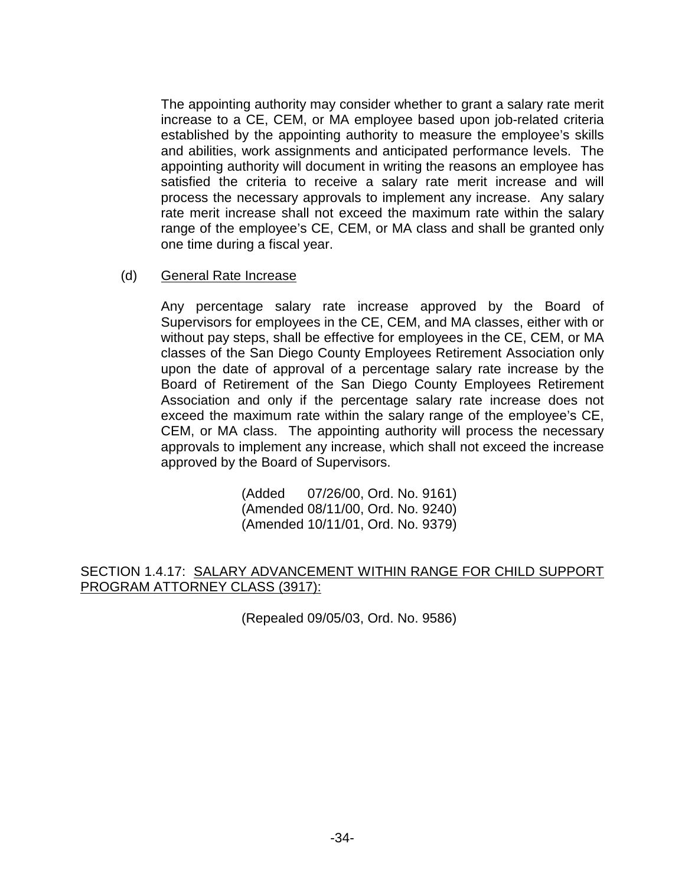The appointing authority may consider whether to grant a salary rate merit increase to a CE, CEM, or MA employee based upon job-related criteria established by the appointing authority to measure the employee's skills and abilities, work assignments and anticipated performance levels. The appointing authority will document in writing the reasons an employee has satisfied the criteria to receive a salary rate merit increase and will process the necessary approvals to implement any increase. Any salary rate merit increase shall not exceed the maximum rate within the salary range of the employee's CE, CEM, or MA class and shall be granted only one time during a fiscal year.

(d) General Rate Increase

Any percentage salary rate increase approved by the Board of Supervisors for employees in the CE, CEM, and MA classes, either with or without pay steps, shall be effective for employees in the CE, CEM, or MA classes of the San Diego County Employees Retirement Association only upon the date of approval of a percentage salary rate increase by the Board of Retirement of the San Diego County Employees Retirement Association and only if the percentage salary rate increase does not exceed the maximum rate within the salary range of the employee's CE, CEM, or MA class. The appointing authority will process the necessary approvals to implement any increase, which shall not exceed the increase approved by the Board of Supervisors.

(Added 07/26/00, Ord. No. 9161)
(Amended 08/11/00, Ord. No. 9240)
(Amended 10/11/01, Ord. No. 9379)

SECTION 1.4.17: SALARY ADVANCEMENT WITHIN RANGE FOR CHILD SUPPORT PROGRAM ATTORNEY CLASS (3917):

(Repealed 09/05/03, Ord. No. 9586)